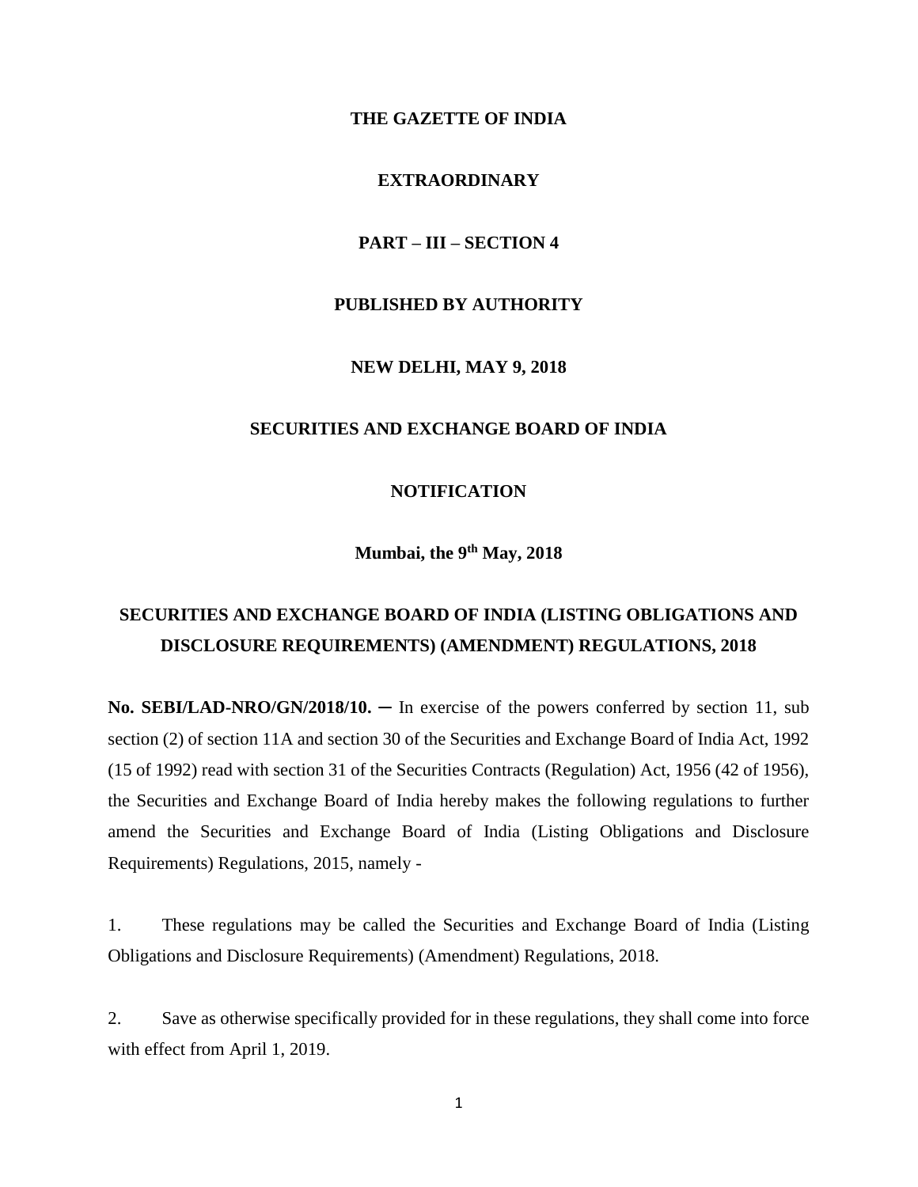**THE GAZETTE OF INDIA**

**EXTRAORDINARY**

**PART – III – SECTION 4**

**PUBLISHED BY AUTHORITY**

**NEW DELHI, MAY 9, 2018**

**SECURITIES AND EXCHANGE BOARD OF INDIA**

**NOTIFICATION**

**Mumbai, the 9th May, 2018**

# SECURITIES AND EXCHANGE BOARD OF INDIA (LISTING OBLIGATIONS AND DISCLOSURE REQUIREMENTS) (AMENDMENT) REGULATIONS, 2018

**No. SEBI/LAD-NRO/GN/2018/10. ─** In exercise of the powers conferred by section 11, sub section (2) of section 11A and section 30 of the Securities and Exchange Board of India Act, 1992 (15 of 1992) read with section 31 of the Securities Contracts (Regulation) Act, 1956 (42 of 1956), the Securities and Exchange Board of India hereby makes the following regulations to further amend the Securities and Exchange Board of India (Listing Obligations and Disclosure Requirements) Regulations, 2015, namely -

1. These regulations may be called the Securities and Exchange Board of India (Listing Obligations and Disclosure Requirements) (Amendment) Regulations, 2018.

2. Save as otherwise specifically provided for in these regulations, they shall come into force with effect from April 1, 2019.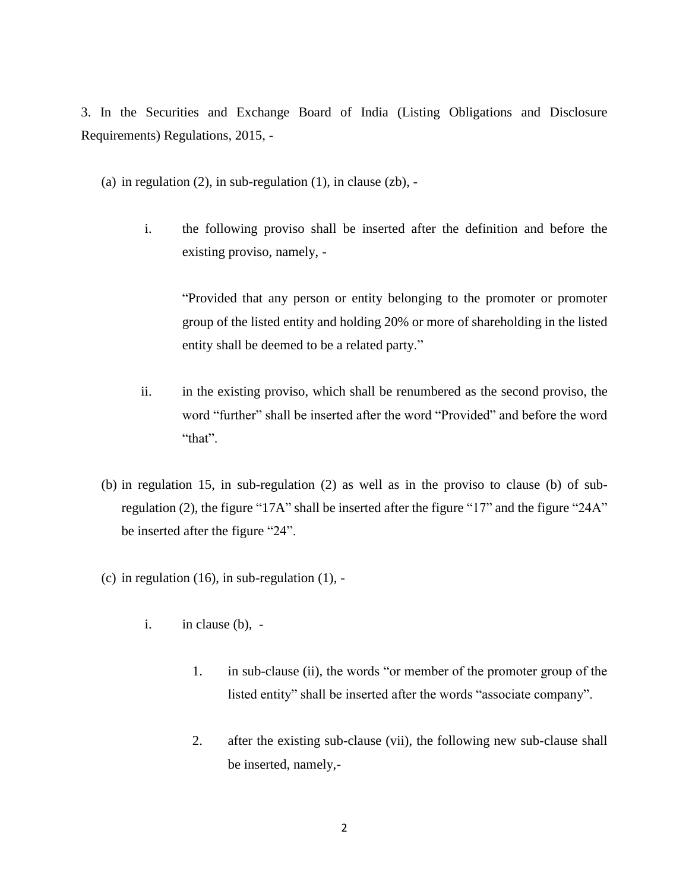3. In the Securities and Exchange Board of India (Listing Obligations and Disclosure Requirements) Regulations, 2015, -

(a) in regulation (2), in sub-regulation (1), in clause (zb), -

   i. the following proviso shall be inserted after the definition and before the existing proviso, namely, -

      "Provided that any person or entity belonging to the promoter or promoter group of the listed entity and holding 20% or more of shareholding in the listed entity shall be deemed to be a related party."

   ii. in the existing proviso, which shall be renumbered as the second proviso, the word "further" shall be inserted after the word "Provided" and before the word "that".

(b) in regulation 15, in sub-regulation (2) as well as in the proviso to clause (b) of sub-regulation (2), the figure "17A" shall be inserted after the figure "17" and the figure "24A" be inserted after the figure "24".

(c) in regulation (16), in sub-regulation (1), -

   i. in clause (b), -

      1. in sub-clause (ii), the words "or member of the promoter group of the listed entity" shall be inserted after the words "associate company".

      2. after the existing sub-clause (vii), the following new sub-clause shall be inserted, namely,-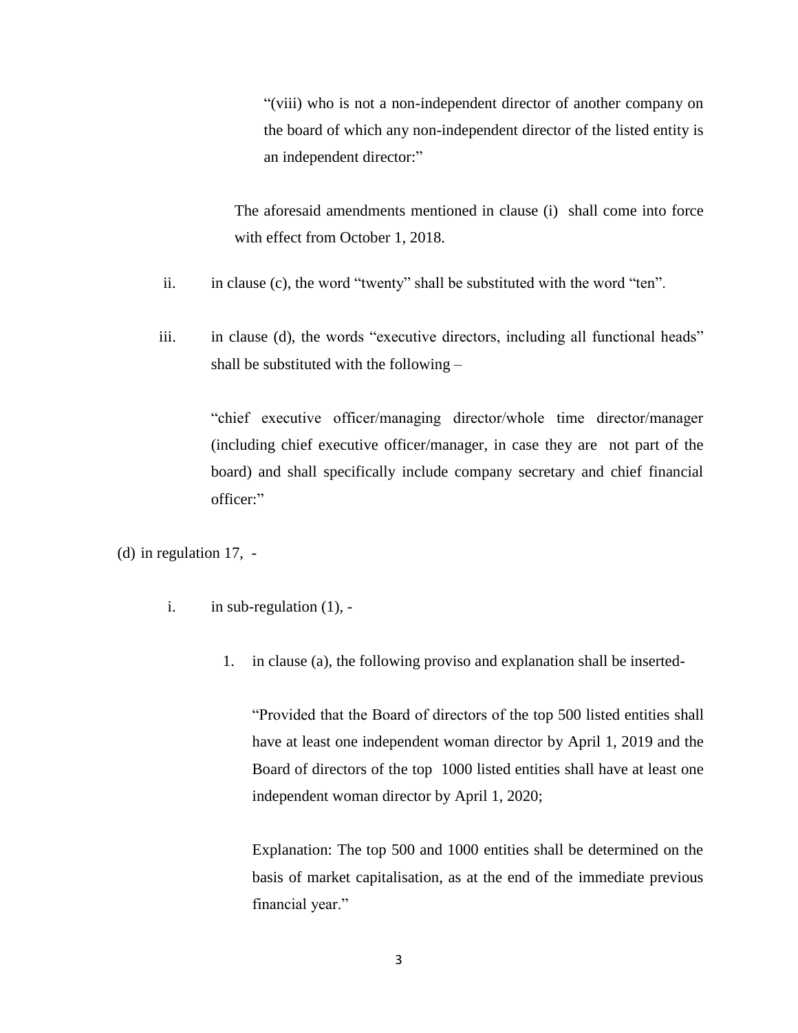"(viii) who is not a non-independent director of another company on the board of which any non-independent director of the listed entity is an independent director:"

The aforesaid amendments mentioned in clause (i) shall come into force with effect from October 1, 2018.

ii. in clause (c), the word "twenty" shall be substituted with the word "ten".

iii. in clause (d), the words "executive directors, including all functional heads" shall be substituted with the following –

"chief executive officer/managing director/whole time director/manager (including chief executive officer/manager, in case they are not part of the board) and shall specifically include company secretary and chief financial officer:"

(d) in regulation 17, -

i. in sub-regulation (1), -

1. in clause (a), the following proviso and explanation shall be inserted-

"Provided that the Board of directors of the top 500 listed entities shall have at least one independent woman director by April 1, 2019 and the Board of directors of the top 1000 listed entities shall have at least one independent woman director by April 1, 2020;

Explanation: The top 500 and 1000 entities shall be determined on the basis of market capitalisation, as at the end of the immediate previous financial year."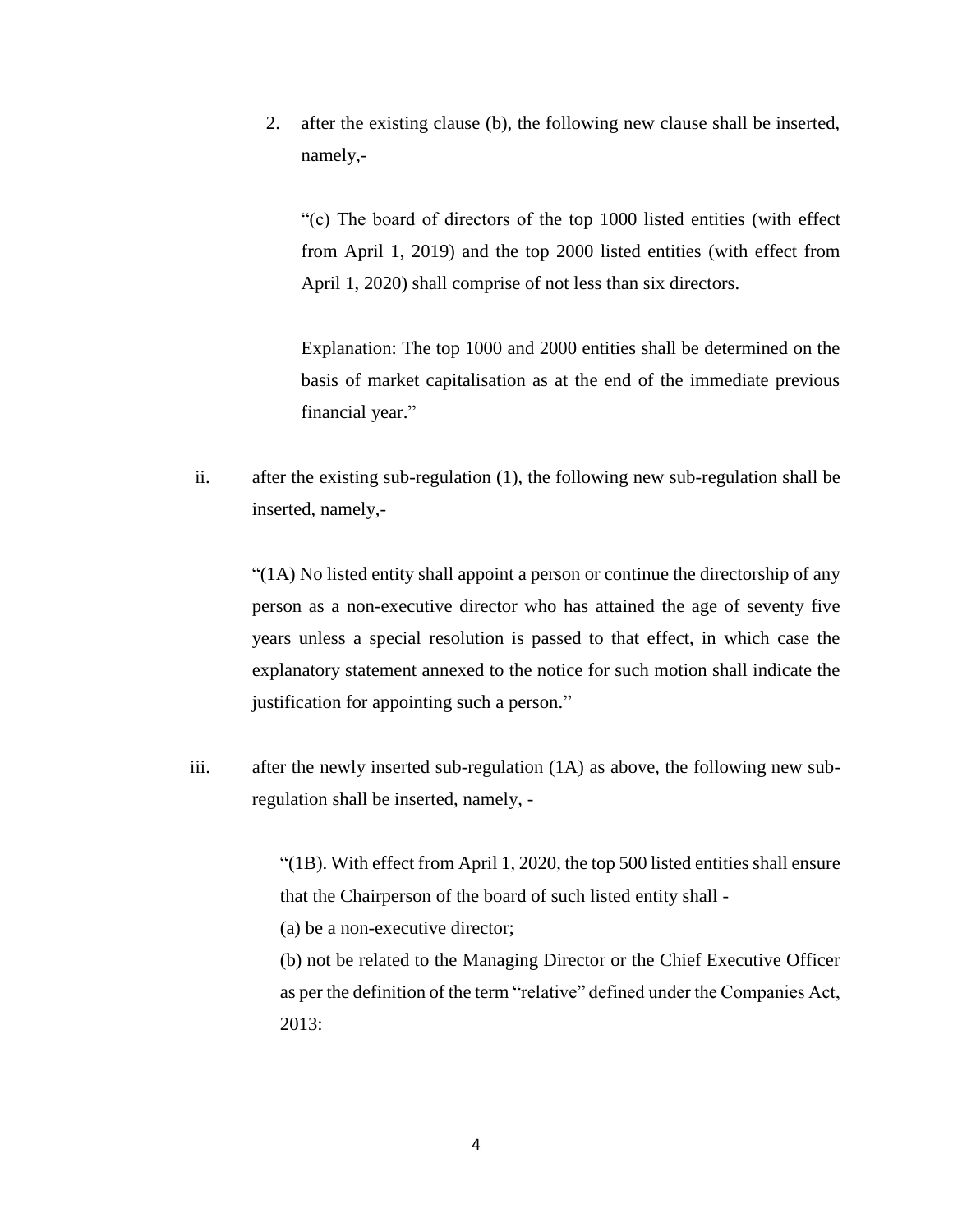2. after the existing clause (b), the following new clause shall be inserted, namely,-

   "(c) The board of directors of the top 1000 listed entities (with effect from April 1, 2019) and the top 2000 listed entities (with effect from April 1, 2020) shall comprise of not less than six directors.

   Explanation: The top 1000 and 2000 entities shall be determined on the basis of market capitalisation as at the end of the immediate previous financial year."

ii. after the existing sub-regulation (1), the following new sub-regulation shall be inserted, namely,-

   "(1A) No listed entity shall appoint a person or continue the directorship of any person as a non-executive director who has attained the age of seventy five years unless a special resolution is passed to that effect, in which case the explanatory statement annexed to the notice for such motion shall indicate the justification for appointing such a person."

iii. after the newly inserted sub-regulation (1A) as above, the following new sub-regulation shall be inserted, namely, -

   "(1B). With effect from April 1, 2020, the top 500 listed entities shall ensure that the Chairperson of the board of such listed entity shall -

   (a) be a non-executive director;

   (b) not be related to the Managing Director or the Chief Executive Officer as per the definition of the term "relative" defined under the Companies Act, 2013: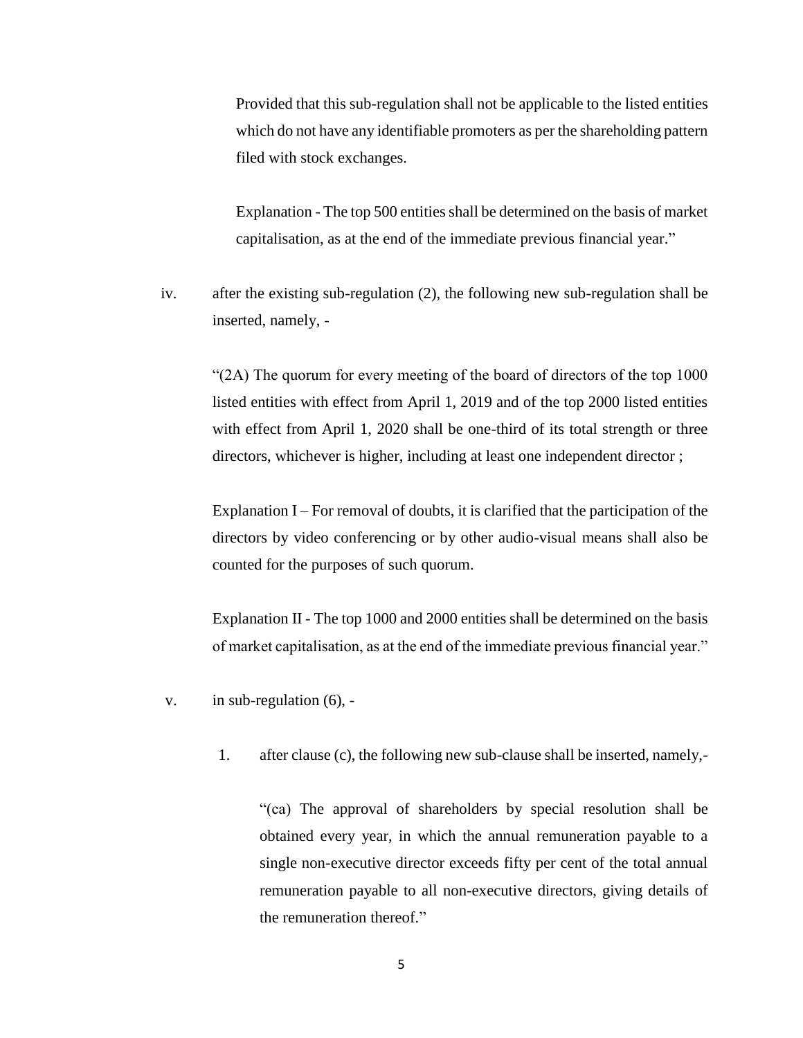Provided that this sub-regulation shall not be applicable to the listed entities which do not have any identifiable promoters as per the shareholding pattern filed with stock exchanges.

Explanation - The top 500 entities shall be determined on the basis of market capitalisation, as at the end of the immediate previous financial year."

iv. after the existing sub-regulation (2), the following new sub-regulation shall be inserted, namely, -

"(2A) The quorum for every meeting of the board of directors of the top 1000 listed entities with effect from April 1, 2019 and of the top 2000 listed entities with effect from April 1, 2020 shall be one-third of its total strength or three directors, whichever is higher, including at least one independent director ;

Explanation I – For removal of doubts, it is clarified that the participation of the directors by video conferencing or by other audio-visual means shall also be counted for the purposes of such quorum.

Explanation II - The top 1000 and 2000 entities shall be determined on the basis of market capitalisation, as at the end of the immediate previous financial year."

v. in sub-regulation (6), -

1. after clause (c), the following new sub-clause shall be inserted, namely,-

"(ca) The approval of shareholders by special resolution shall be obtained every year, in which the annual remuneration payable to a single non-executive director exceeds fifty per cent of the total annual remuneration payable to all non-executive directors, giving details of the remuneration thereof."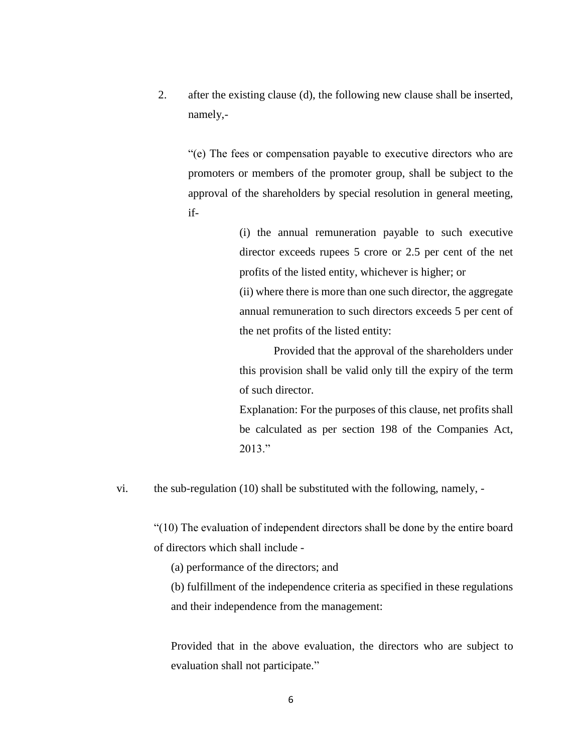2. after the existing clause (d), the following new clause shall be inserted, namely,-

   "(e) The fees or compensation payable to executive directors who are promoters or members of the promoter group, shall be subject to the approval of the shareholders by special resolution in general meeting, if-

   > (i) the annual remuneration payable to such executive director exceeds rupees 5 crore or 2.5 per cent of the net profits of the listed entity, whichever is higher; or
   >
   > (ii) where there is more than one such director, the aggregate annual remuneration to such directors exceeds 5 per cent of the net profits of the listed entity:
   >
   > Provided that the approval of the shareholders under this provision shall be valid only till the expiry of the term of such director.
   >
   > Explanation: For the purposes of this clause, net profits shall be calculated as per section 198 of the Companies Act, 2013."

vi. the sub-regulation (10) shall be substituted with the following, namely, -

"(10) The evaluation of independent directors shall be done by the entire board of directors which shall include -

(a) performance of the directors; and

(b) fulfillment of the independence criteria as specified in these regulations and their independence from the management:

Provided that in the above evaluation, the directors who are subject to evaluation shall not participate."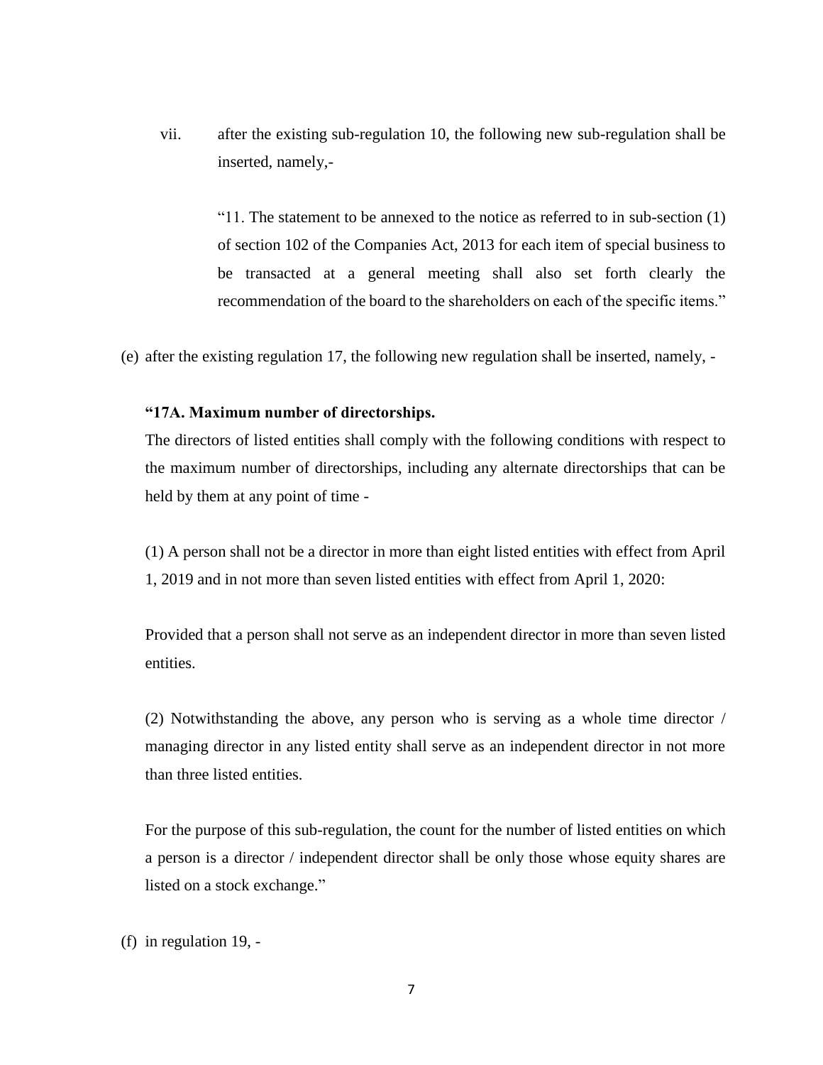vii. after the existing sub-regulation 10, the following new sub-regulation shall be inserted, namely,-

> "11. The statement to be annexed to the notice as referred to in sub-section (1) of section 102 of the Companies Act, 2013 for each item of special business to be transacted at a general meeting shall also set forth clearly the recommendation of the board to the shareholders on each of the specific items."

(e) after the existing regulation 17, the following new regulation shall be inserted, namely, -

**"17A. Maximum number of directorships.**

The directors of listed entities shall comply with the following conditions with respect to the maximum number of directorships, including any alternate directorships that can be held by them at any point of time -

(1) A person shall not be a director in more than eight listed entities with effect from April 1, 2019 and in not more than seven listed entities with effect from April 1, 2020:

Provided that a person shall not serve as an independent director in more than seven listed entities.

(2) Notwithstanding the above, any person who is serving as a whole time director / managing director in any listed entity shall serve as an independent director in not more than three listed entities.

For the purpose of this sub-regulation, the count for the number of listed entities on which a person is a director / independent director shall be only those whose equity shares are listed on a stock exchange."

(f) in regulation 19, -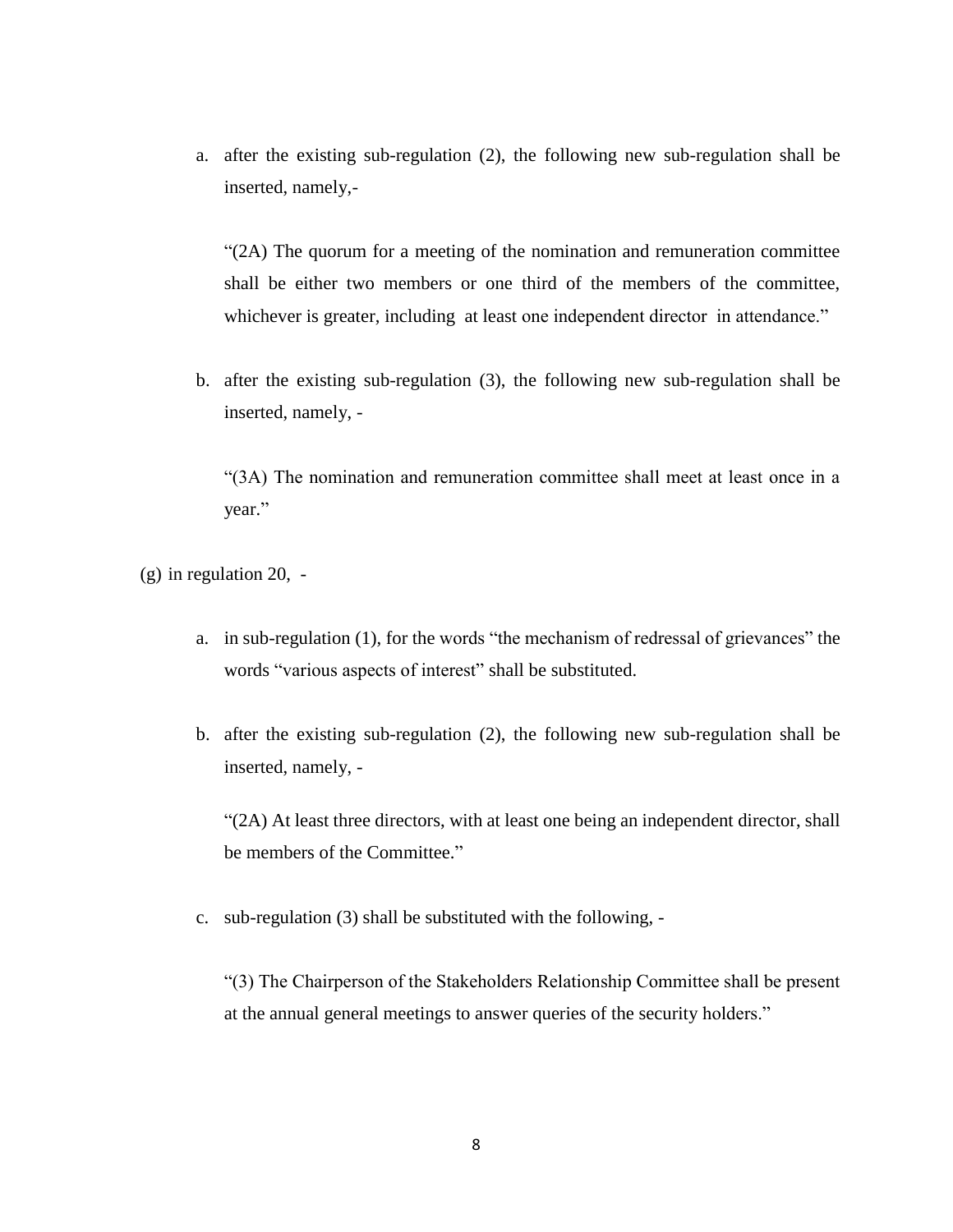a. after the existing sub-regulation (2), the following new sub-regulation shall be inserted, namely,-

   "(2A) The quorum for a meeting of the nomination and remuneration committee shall be either two members or one third of the members of the committee, whichever is greater, including at least one independent director in attendance."

b. after the existing sub-regulation (3), the following new sub-regulation shall be inserted, namely, -

   "(3A) The nomination and remuneration committee shall meet at least once in a year."

(g) in regulation 20, -

a. in sub-regulation (1), for the words "the mechanism of redressal of grievances" the words "various aspects of interest" shall be substituted.

b. after the existing sub-regulation (2), the following new sub-regulation shall be inserted, namely, -

   "(2A) At least three directors, with at least one being an independent director, shall be members of the Committee."

c. sub-regulation (3) shall be substituted with the following, -

   "(3) The Chairperson of the Stakeholders Relationship Committee shall be present at the annual general meetings to answer queries of the security holders."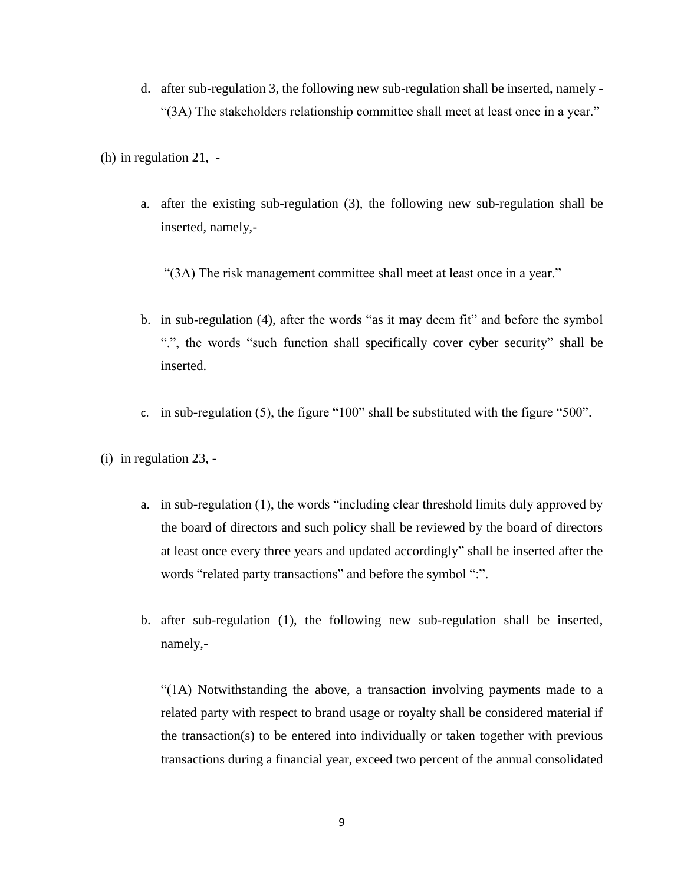d. after sub-regulation 3, the following new sub-regulation shall be inserted, namely - "(3A) The stakeholders relationship committee shall meet at least once in a year."

(h) in regulation 21, -

a. after the existing sub-regulation (3), the following new sub-regulation shall be inserted, namely,-

"(3A) The risk management committee shall meet at least once in a year."

b. in sub-regulation (4), after the words "as it may deem fit" and before the symbol ".", the words "such function shall specifically cover cyber security" shall be inserted.

c. in sub-regulation (5), the figure "100" shall be substituted with the figure "500".

(i) in regulation 23, -

a. in sub-regulation (1), the words "including clear threshold limits duly approved by the board of directors and such policy shall be reviewed by the board of directors at least once every three years and updated accordingly" shall be inserted after the words "related party transactions" and before the symbol ":".

b. after sub-regulation (1), the following new sub-regulation shall be inserted, namely,-

"(1A) Notwithstanding the above, a transaction involving payments made to a related party with respect to brand usage or royalty shall be considered material if the transaction(s) to be entered into individually or taken together with previous transactions during a financial year, exceed two percent of the annual consolidated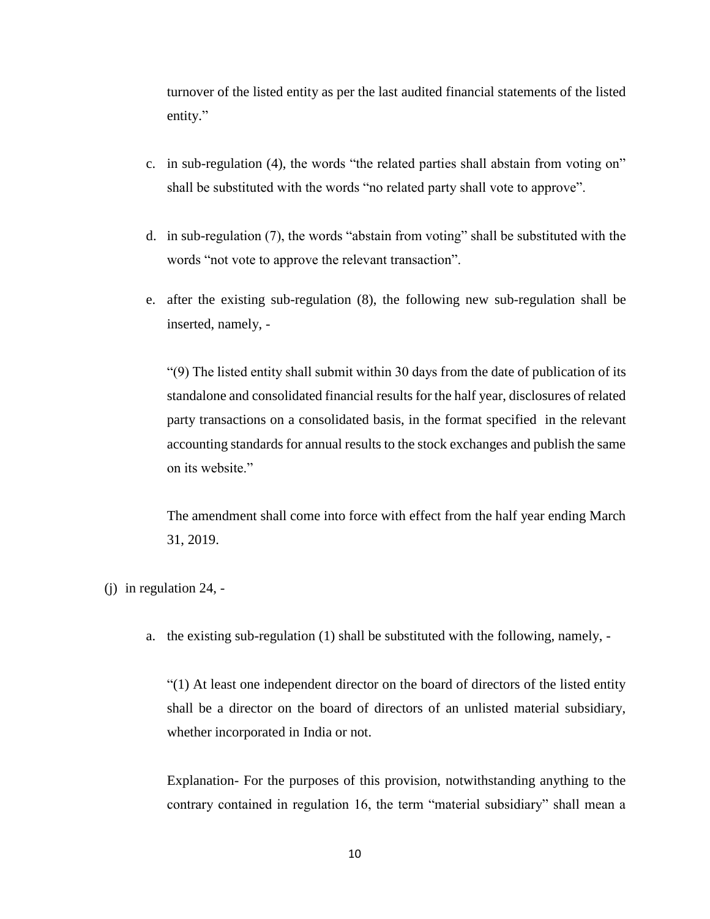turnover of the listed entity as per the last audited financial statements of the listed entity."

c. in sub-regulation (4), the words "the related parties shall abstain from voting on" shall be substituted with the words "no related party shall vote to approve".

d. in sub-regulation (7), the words "abstain from voting" shall be substituted with the words "not vote to approve the relevant transaction".

e. after the existing sub-regulation (8), the following new sub-regulation shall be inserted, namely, -

"(9) The listed entity shall submit within 30 days from the date of publication of its standalone and consolidated financial results for the half year, disclosures of related party transactions on a consolidated basis, in the format specified in the relevant accounting standards for annual results to the stock exchanges and publish the same on its website."

The amendment shall come into force with effect from the half year ending March 31, 2019.

(j) in regulation 24, -

a. the existing sub-regulation (1) shall be substituted with the following, namely, -

"(1) At least one independent director on the board of directors of the listed entity shall be a director on the board of directors of an unlisted material subsidiary, whether incorporated in India or not.

Explanation- For the purposes of this provision, notwithstanding anything to the contrary contained in regulation 16, the term "material subsidiary" shall mean a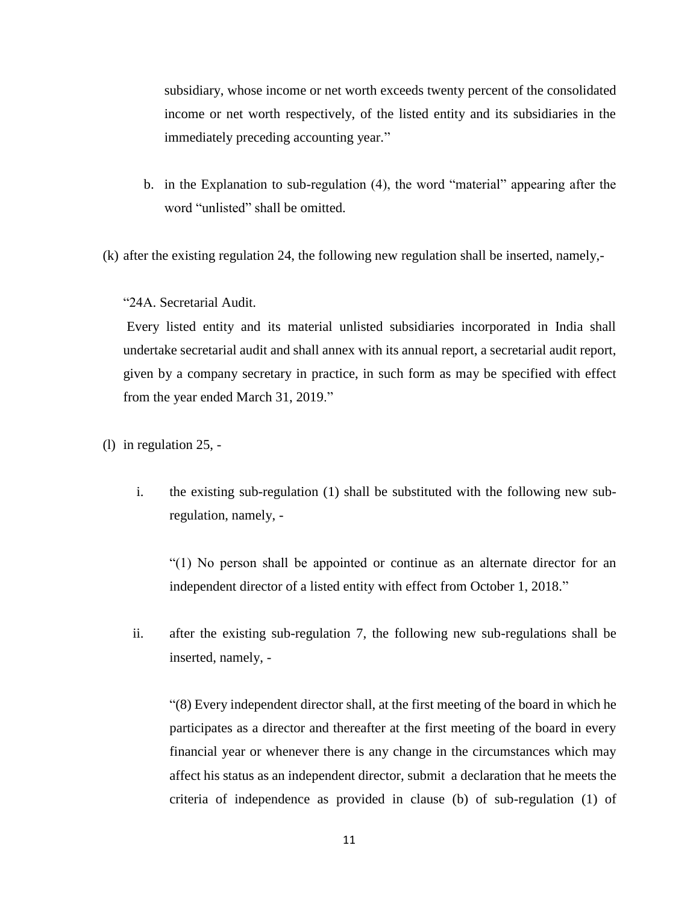subsidiary, whose income or net worth exceeds twenty percent of the consolidated income or net worth respectively, of the listed entity and its subsidiaries in the immediately preceding accounting year."

b. in the Explanation to sub-regulation (4), the word "material" appearing after the word "unlisted" shall be omitted.

(k) after the existing regulation 24, the following new regulation shall be inserted, namely,-

"24A. Secretarial Audit.

Every listed entity and its material unlisted subsidiaries incorporated in India shall undertake secretarial audit and shall annex with its annual report, a secretarial audit report, given by a company secretary in practice, in such form as may be specified with effect from the year ended March 31, 2019."

(l) in regulation 25, -

i. the existing sub-regulation (1) shall be substituted with the following new sub-regulation, namely, -

"(1) No person shall be appointed or continue as an alternate director for an independent director of a listed entity with effect from October 1, 2018."

ii. after the existing sub-regulation 7, the following new sub-regulations shall be inserted, namely, -

"(8) Every independent director shall, at the first meeting of the board in which he participates as a director and thereafter at the first meeting of the board in every financial year or whenever there is any change in the circumstances which may affect his status as an independent director, submit a declaration that he meets the criteria of independence as provided in clause (b) of sub-regulation (1) of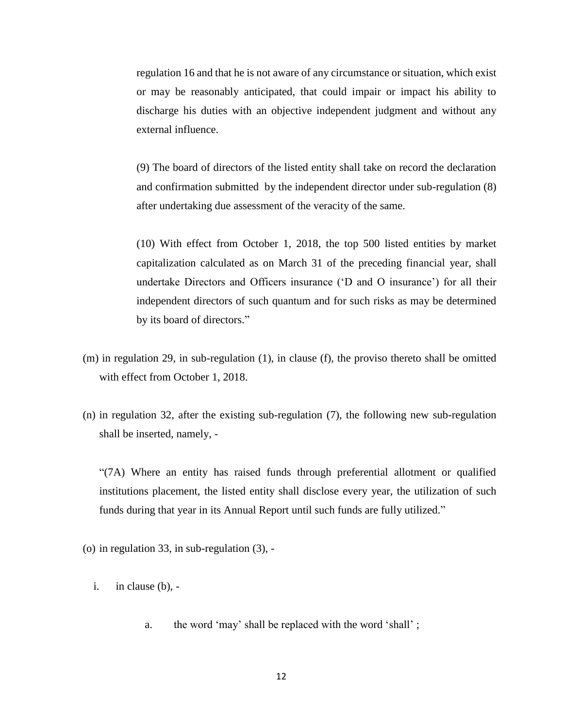regulation 16 and that he is not aware of any circumstance or situation, which exist or may be reasonably anticipated, that could impair or impact his ability to discharge his duties with an objective independent judgment and without any external influence.

(9) The board of directors of the listed entity shall take on record the declaration and confirmation submitted by the independent director under sub-regulation (8) after undertaking due assessment of the veracity of the same.

(10) With effect from October 1, 2018, the top 500 listed entities by market capitalization calculated as on March 31 of the preceding financial year, shall undertake Directors and Officers insurance ('D and O insurance') for all their independent directors of such quantum and for such risks as may be determined by its board of directors."

(m) in regulation 29, in sub-regulation (1), in clause (f), the proviso thereto shall be omitted with effect from October 1, 2018.

(n) in regulation 32, after the existing sub-regulation (7), the following new sub-regulation shall be inserted, namely, -

"(7A) Where an entity has raised funds through preferential allotment or qualified institutions placement, the listed entity shall disclose every year, the utilization of such funds during that year in its Annual Report until such funds are fully utilized."

(o) in regulation 33, in sub-regulation (3), -

i. in clause (b), -

a. the word 'may' shall be replaced with the word 'shall' ;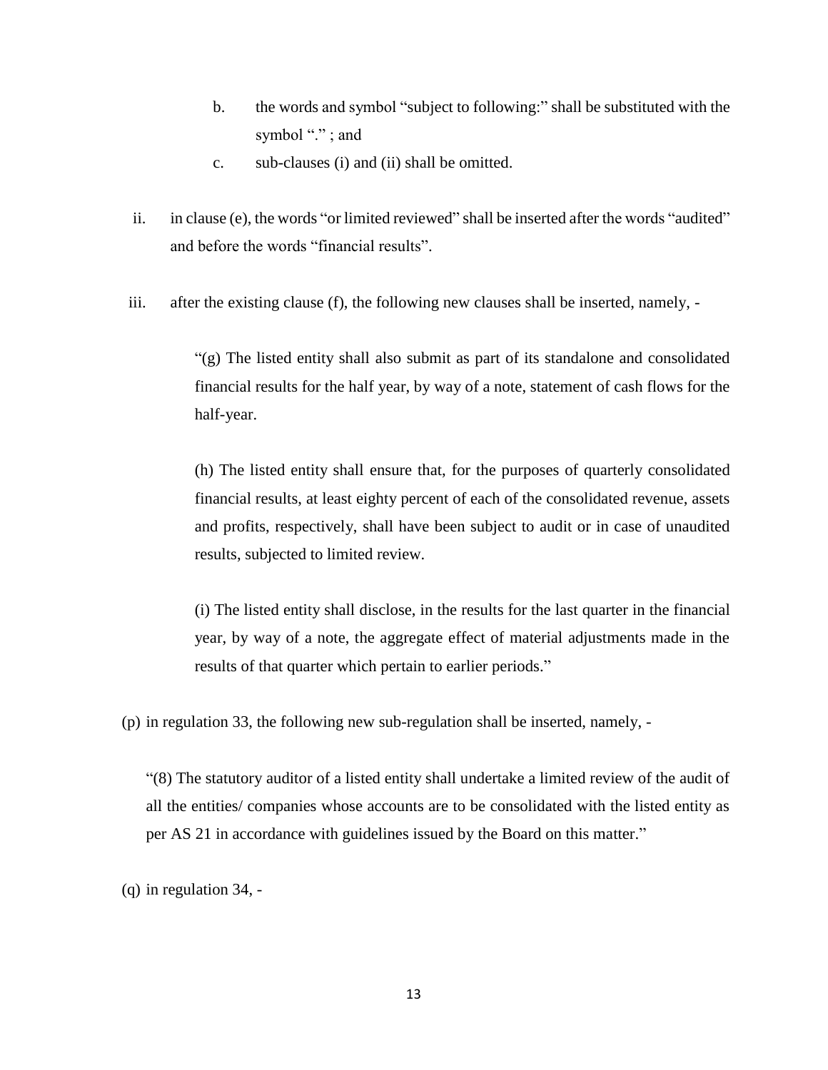b. the words and symbol "subject to following:" shall be substituted with the symbol "." ; and

c. sub-clauses (i) and (ii) shall be omitted.

ii. in clause (e), the words "or limited reviewed" shall be inserted after the words "audited" and before the words "financial results".

iii. after the existing clause (f), the following new clauses shall be inserted, namely, -

"(g) The listed entity shall also submit as part of its standalone and consolidated financial results for the half year, by way of a note, statement of cash flows for the half-year.

(h) The listed entity shall ensure that, for the purposes of quarterly consolidated financial results, at least eighty percent of each of the consolidated revenue, assets and profits, respectively, shall have been subject to audit or in case of unaudited results, subjected to limited review.

(i) The listed entity shall disclose, in the results for the last quarter in the financial year, by way of a note, the aggregate effect of material adjustments made in the results of that quarter which pertain to earlier periods."

(p) in regulation 33, the following new sub-regulation shall be inserted, namely, -

"(8) The statutory auditor of a listed entity shall undertake a limited review of the audit of all the entities/ companies whose accounts are to be consolidated with the listed entity as per AS 21 in accordance with guidelines issued by the Board on this matter."

(q) in regulation 34, -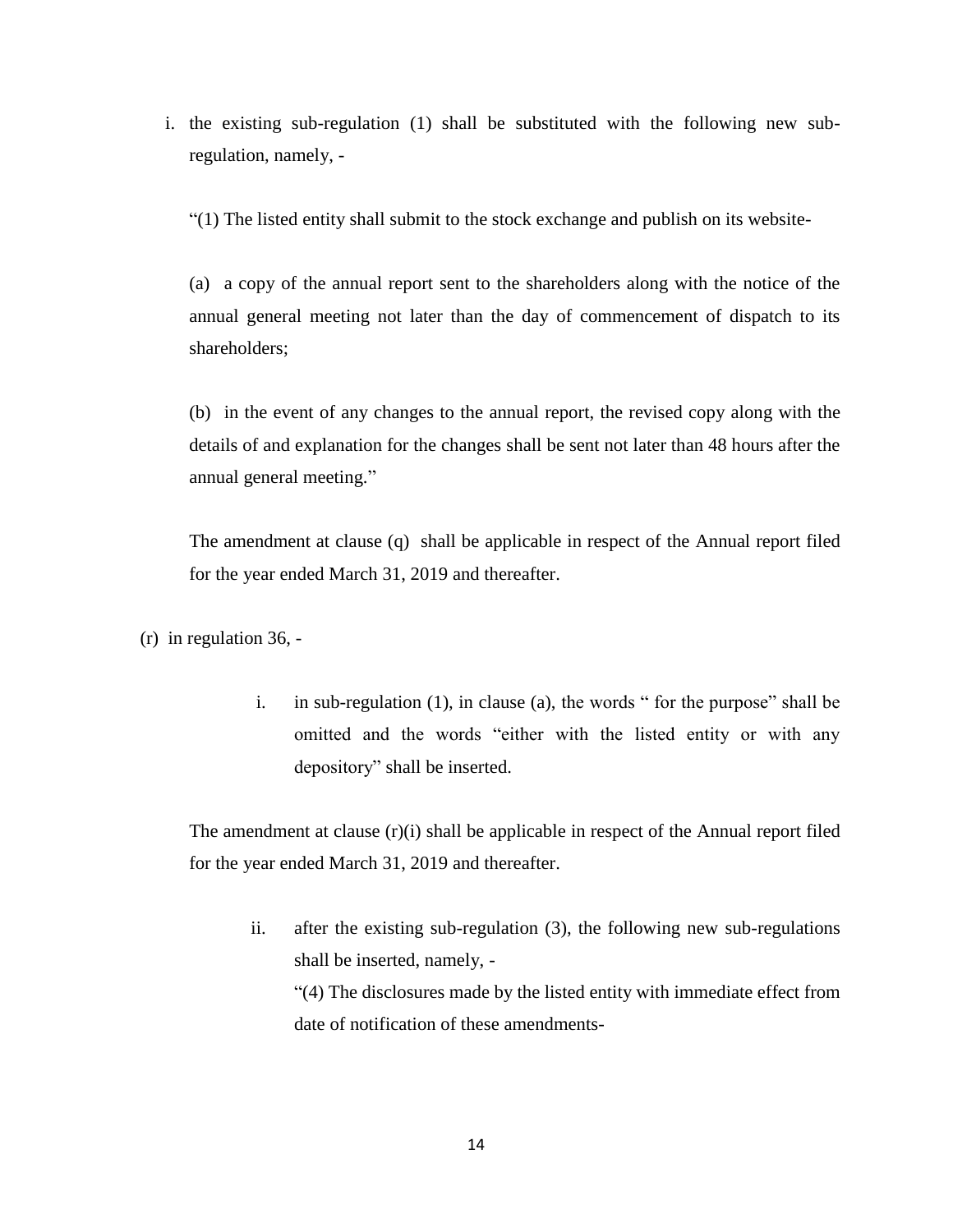i. the existing sub-regulation (1) shall be substituted with the following new sub-regulation, namely, -

"(1) The listed entity shall submit to the stock exchange and publish on its website-

(a) a copy of the annual report sent to the shareholders along with the notice of the annual general meeting not later than the day of commencement of dispatch to its shareholders;

(b) in the event of any changes to the annual report, the revised copy along with the details of and explanation for the changes shall be sent not later than 48 hours after the annual general meeting."

The amendment at clause (q) shall be applicable in respect of the Annual report filed for the year ended March 31, 2019 and thereafter.

(r) in regulation 36, -

i. in sub-regulation (1), in clause (a), the words " for the purpose" shall be omitted and the words "either with the listed entity or with any depository" shall be inserted.

The amendment at clause (r)(i) shall be applicable in respect of the Annual report filed for the year ended March 31, 2019 and thereafter.

ii. after the existing sub-regulation (3), the following new sub-regulations shall be inserted, namely, -

"(4) The disclosures made by the listed entity with immediate effect from date of notification of these amendments-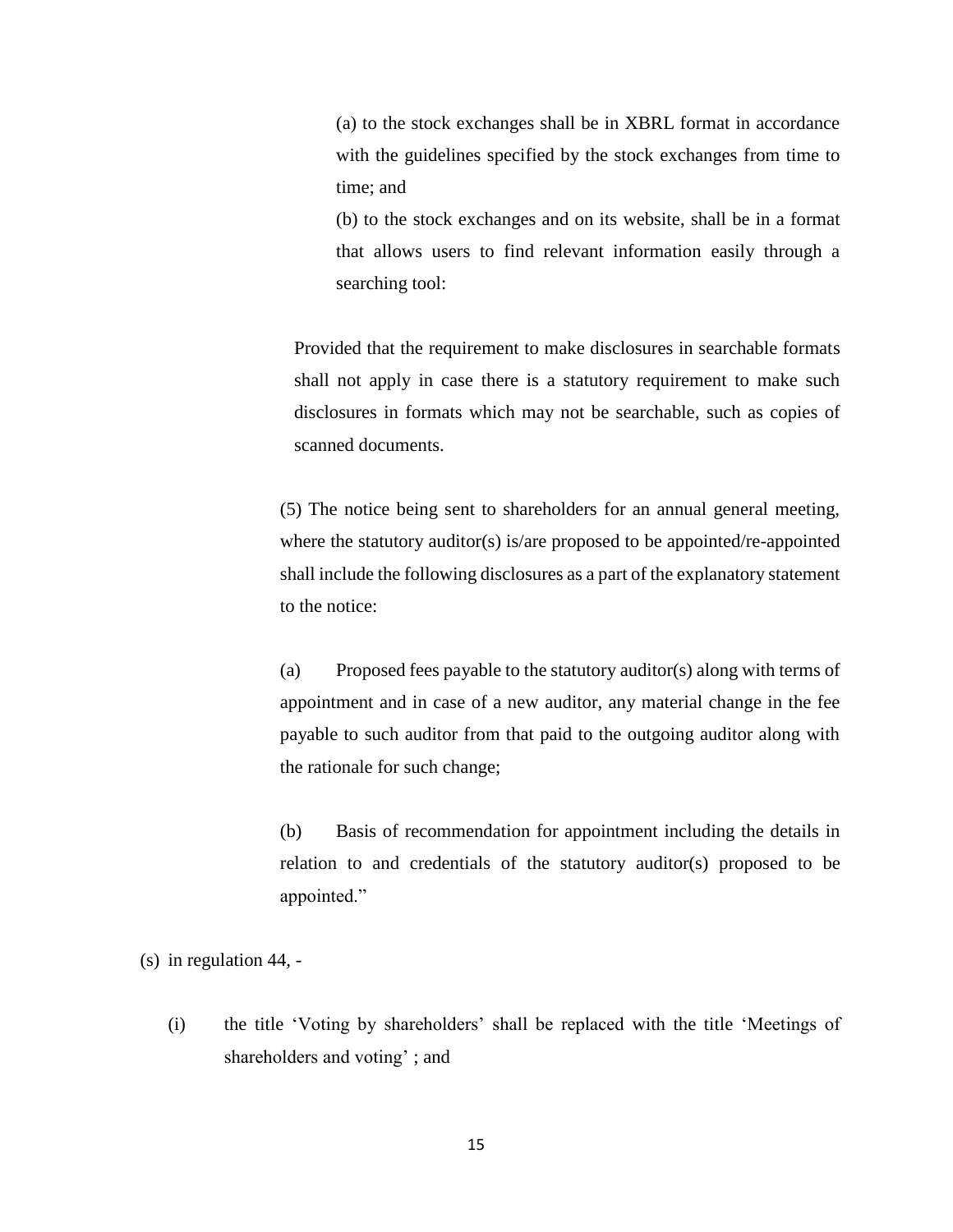(a) to the stock exchanges shall be in XBRL format in accordance with the guidelines specified by the stock exchanges from time to time; and

(b) to the stock exchanges and on its website, shall be in a format that allows users to find relevant information easily through a searching tool:

Provided that the requirement to make disclosures in searchable formats shall not apply in case there is a statutory requirement to make such disclosures in formats which may not be searchable, such as copies of scanned documents.

(5) The notice being sent to shareholders for an annual general meeting, where the statutory auditor(s) is/are proposed to be appointed/re-appointed shall include the following disclosures as a part of the explanatory statement to the notice:

(a) Proposed fees payable to the statutory auditor(s) along with terms of appointment and in case of a new auditor, any material change in the fee payable to such auditor from that paid to the outgoing auditor along with the rationale for such change;

(b) Basis of recommendation for appointment including the details in relation to and credentials of the statutory auditor(s) proposed to be appointed."

(s) in regulation 44, -

(i) the title 'Voting by shareholders' shall be replaced with the title 'Meetings of shareholders and voting' ; and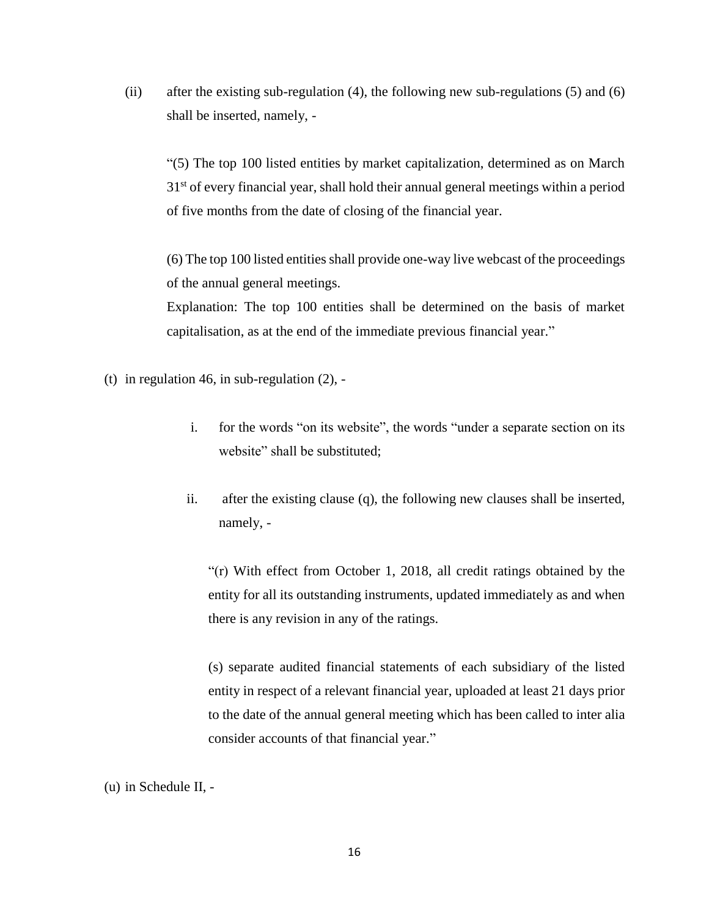(ii) after the existing sub-regulation (4), the following new sub-regulations (5) and (6) shall be inserted, namely, -

> "(5) The top 100 listed entities by market capitalization, determined as on March 31st of every financial year, shall hold their annual general meetings within a period of five months from the date of closing of the financial year.
>
> (6) The top 100 listed entities shall provide one-way live webcast of the proceedings of the annual general meetings.
> Explanation: The top 100 entities shall be determined on the basis of market capitalisation, as at the end of the immediate previous financial year."

(t) in regulation 46, in sub-regulation (2), -

i. for the words "on its website", the words "under a separate section on its website" shall be substituted;

ii. after the existing clause (q), the following new clauses shall be inserted, namely, -

> "(r) With effect from October 1, 2018, all credit ratings obtained by the entity for all its outstanding instruments, updated immediately as and when there is any revision in any of the ratings.
>
> (s) separate audited financial statements of each subsidiary of the listed entity in respect of a relevant financial year, uploaded at least 21 days prior to the date of the annual general meeting which has been called to inter alia consider accounts of that financial year."

(u) in Schedule II, -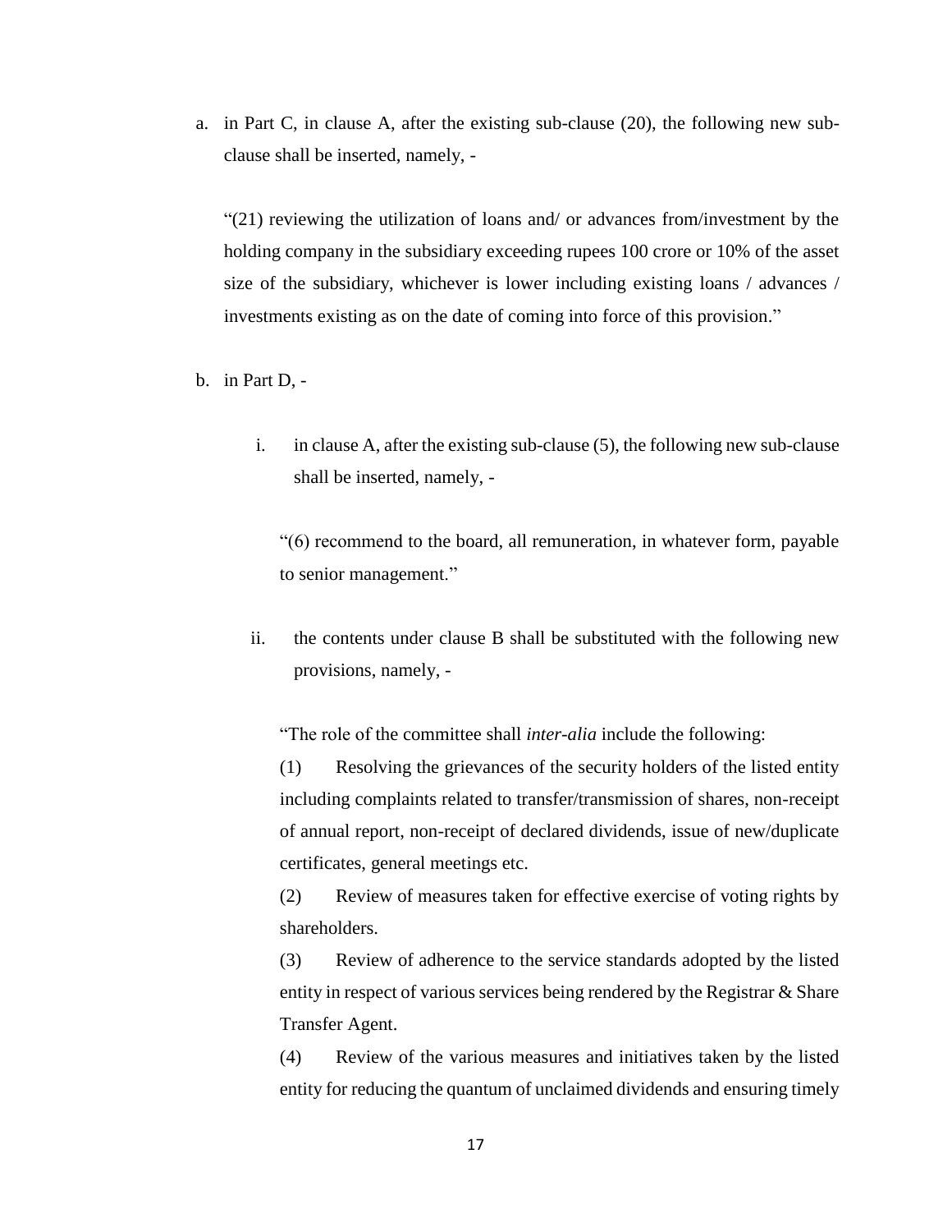a. in Part C, in clause A, after the existing sub-clause (20), the following new sub-clause shall be inserted, namely, -

   "(21) reviewing the utilization of loans and/ or advances from/investment by the holding company in the subsidiary exceeding rupees 100 crore or 10% of the asset size of the subsidiary, whichever is lower including existing loans / advances / investments existing as on the date of coming into force of this provision."

b. in Part D, -

   i. in clause A, after the existing sub-clause (5), the following new sub-clause shall be inserted, namely, -

      "(6) recommend to the board, all remuneration, in whatever form, payable to senior management."

   ii. the contents under clause B shall be substituted with the following new provisions, namely, -

      "The role of the committee shall *inter-alia* include the following:

      (1) Resolving the grievances of the security holders of the listed entity including complaints related to transfer/transmission of shares, non-receipt of annual report, non-receipt of declared dividends, issue of new/duplicate certificates, general meetings etc.

      (2) Review of measures taken for effective exercise of voting rights by shareholders.

      (3) Review of adherence to the service standards adopted by the listed entity in respect of various services being rendered by the Registrar & Share Transfer Agent.

      (4) Review of the various measures and initiatives taken by the listed entity for reducing the quantum of unclaimed dividends and ensuring timely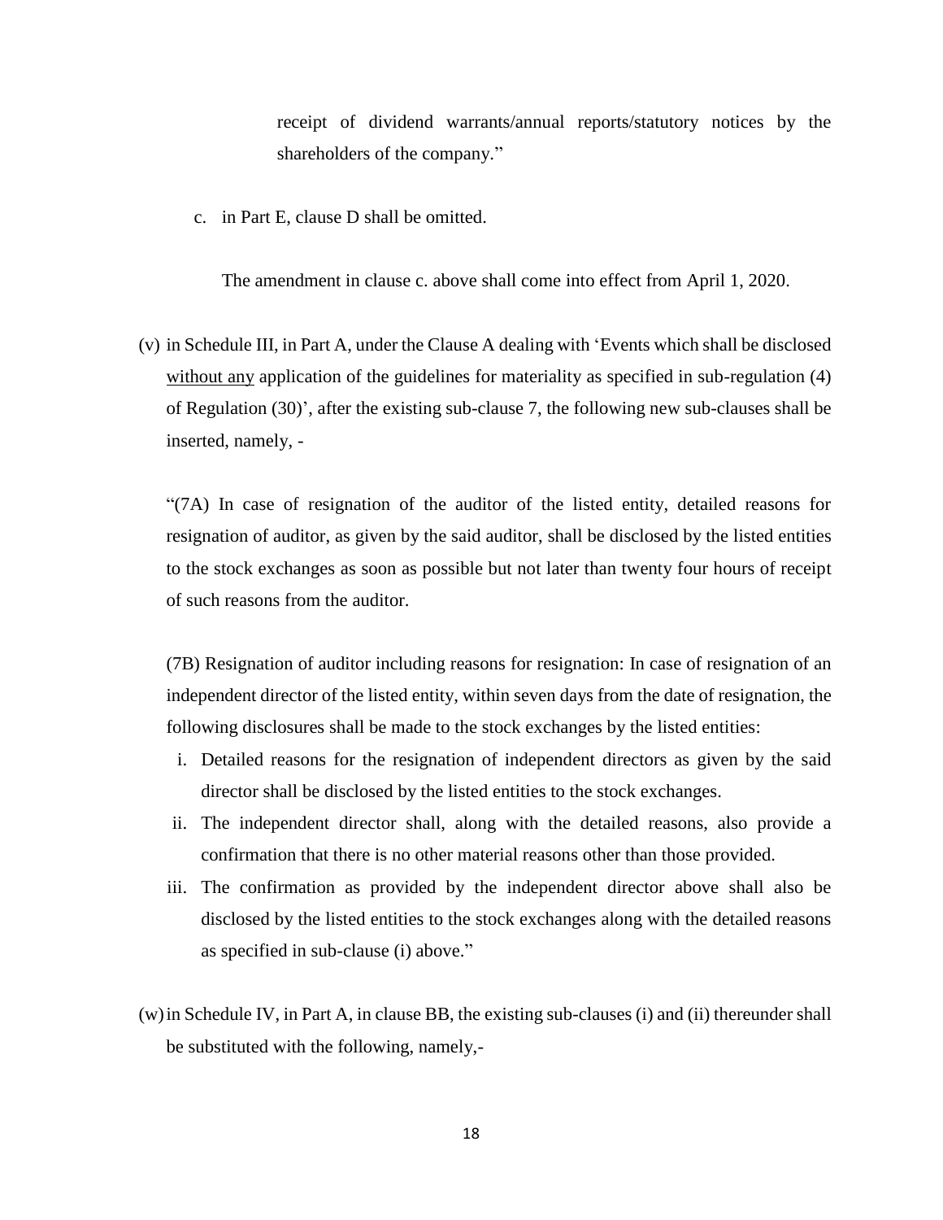receipt of dividend warrants/annual reports/statutory notices by the shareholders of the company."

c. in Part E, clause D shall be omitted.

The amendment in clause c. above shall come into effect from April 1, 2020.

(v) in Schedule III, in Part A, under the Clause A dealing with 'Events which shall be disclosed without any application of the guidelines for materiality as specified in sub-regulation (4) of Regulation (30)', after the existing sub-clause 7, the following new sub-clauses shall be inserted, namely, -

"(7A) In case of resignation of the auditor of the listed entity, detailed reasons for resignation of auditor, as given by the said auditor, shall be disclosed by the listed entities to the stock exchanges as soon as possible but not later than twenty four hours of receipt of such reasons from the auditor.

(7B) Resignation of auditor including reasons for resignation: In case of resignation of an independent director of the listed entity, within seven days from the date of resignation, the following disclosures shall be made to the stock exchanges by the listed entities:

i. Detailed reasons for the resignation of independent directors as given by the said director shall be disclosed by the listed entities to the stock exchanges.
ii. The independent director shall, along with the detailed reasons, also provide a confirmation that there is no other material reasons other than those provided.
iii. The confirmation as provided by the independent director above shall also be disclosed by the listed entities to the stock exchanges along with the detailed reasons as specified in sub-clause (i) above."

(w) in Schedule IV, in Part A, in clause BB, the existing sub-clauses (i) and (ii) thereunder shall be substituted with the following, namely,-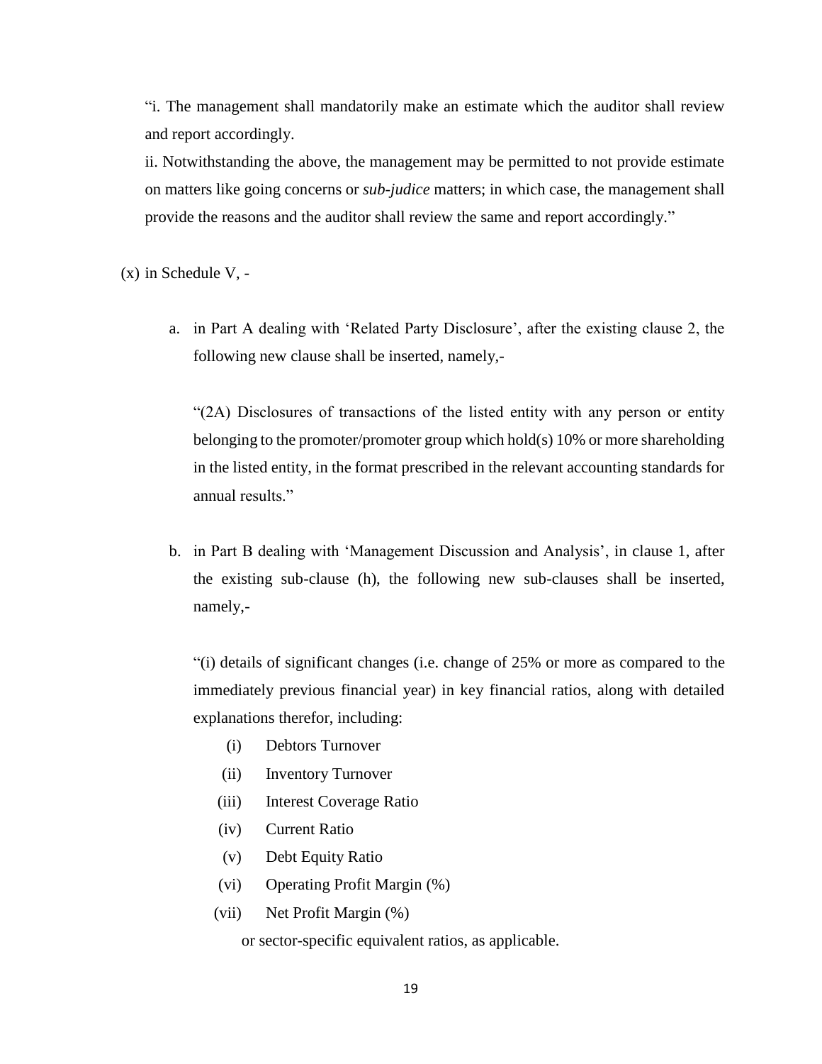"i. The management shall mandatorily make an estimate which the auditor shall review and report accordingly.

ii. Notwithstanding the above, the management may be permitted to not provide estimate on matters like going concerns or *sub-judice* matters; in which case, the management shall provide the reasons and the auditor shall review the same and report accordingly."

(x) in Schedule V, -

a. in Part A dealing with 'Related Party Disclosure', after the existing clause 2, the following new clause shall be inserted, namely,-

"(2A) Disclosures of transactions of the listed entity with any person or entity belonging to the promoter/promoter group which hold(s) 10% or more shareholding in the listed entity, in the format prescribed in the relevant accounting standards for annual results."

b. in Part B dealing with 'Management Discussion and Analysis', in clause 1, after the existing sub-clause (h), the following new sub-clauses shall be inserted, namely,-

"(i) details of significant changes (i.e. change of 25% or more as compared to the immediately previous financial year) in key financial ratios, along with detailed explanations therefor, including:

(i) Debtors Turnover
(ii) Inventory Turnover
(iii) Interest Coverage Ratio
(iv) Current Ratio
(v) Debt Equity Ratio
(vi) Operating Profit Margin (%)
(vii) Net Profit Margin (%)

or sector-specific equivalent ratios, as applicable.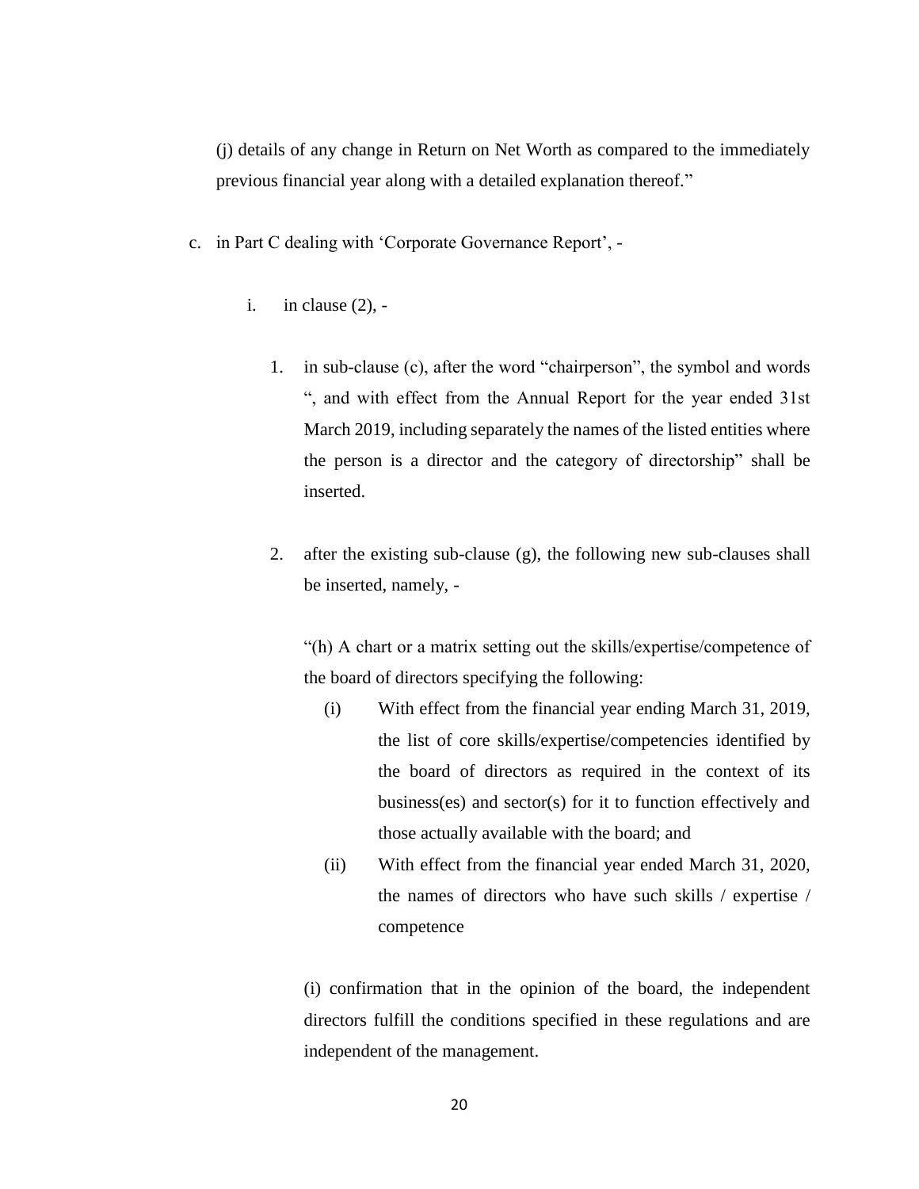(j) details of any change in Return on Net Worth as compared to the immediately previous financial year along with a detailed explanation thereof."

c. in Part C dealing with 'Corporate Governance Report', -

   i. in clause (2), -

      1. in sub-clause (c), after the word "chairperson", the symbol and words ", and with effect from the Annual Report for the year ended 31st March 2019, including separately the names of the listed entities where the person is a director and the category of directorship" shall be inserted.

      2. after the existing sub-clause (g), the following new sub-clauses shall be inserted, namely, -

         "(h) A chart or a matrix setting out the skills/expertise/competence of the board of directors specifying the following:

         (i) With effect from the financial year ending March 31, 2019, the list of core skills/expertise/competencies identified by the board of directors as required in the context of its business(es) and sector(s) for it to function effectively and those actually available with the board; and

         (ii) With effect from the financial year ended March 31, 2020, the names of directors who have such skills / expertise / competence

         (i) confirmation that in the opinion of the board, the independent directors fulfill the conditions specified in these regulations and are independent of the management.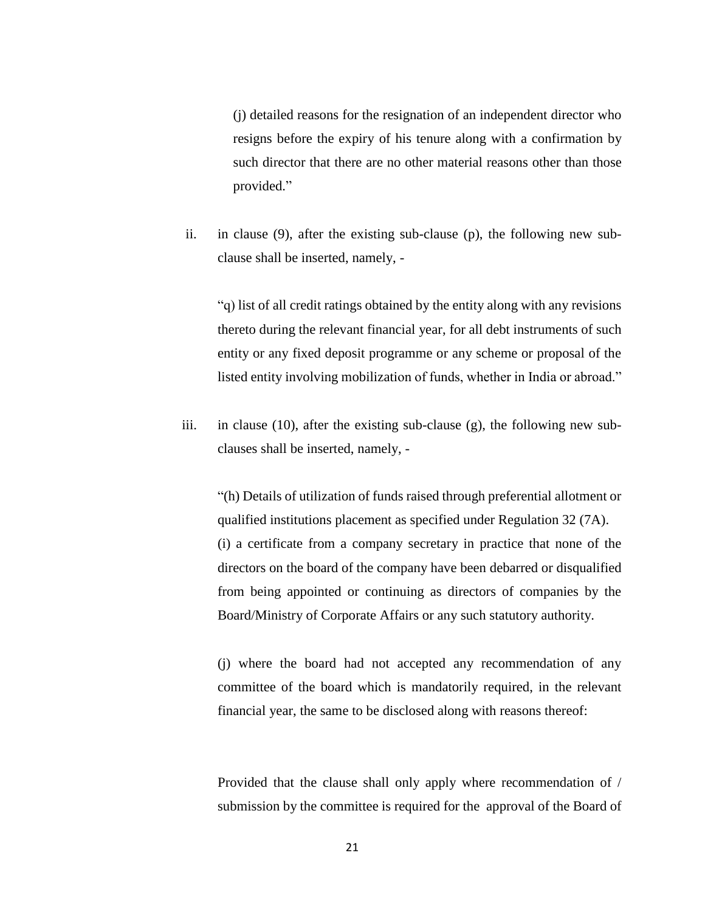(j) detailed reasons for the resignation of an independent director who resigns before the expiry of his tenure along with a confirmation by such director that there are no other material reasons other than those provided."

ii. in clause (9), after the existing sub-clause (p), the following new sub-clause shall be inserted, namely, -

"q) list of all credit ratings obtained by the entity along with any revisions thereto during the relevant financial year, for all debt instruments of such entity or any fixed deposit programme or any scheme or proposal of the listed entity involving mobilization of funds, whether in India or abroad."

iii. in clause (10), after the existing sub-clause (g), the following new sub-clauses shall be inserted, namely, -

"(h) Details of utilization of funds raised through preferential allotment or qualified institutions placement as specified under Regulation 32 (7A).

(i) a certificate from a company secretary in practice that none of the directors on the board of the company have been debarred or disqualified from being appointed or continuing as directors of companies by the Board/Ministry of Corporate Affairs or any such statutory authority.

(j) where the board had not accepted any recommendation of any committee of the board which is mandatorily required, in the relevant financial year, the same to be disclosed along with reasons thereof:

Provided that the clause shall only apply where recommendation of / submission by the committee is required for the approval of the Board of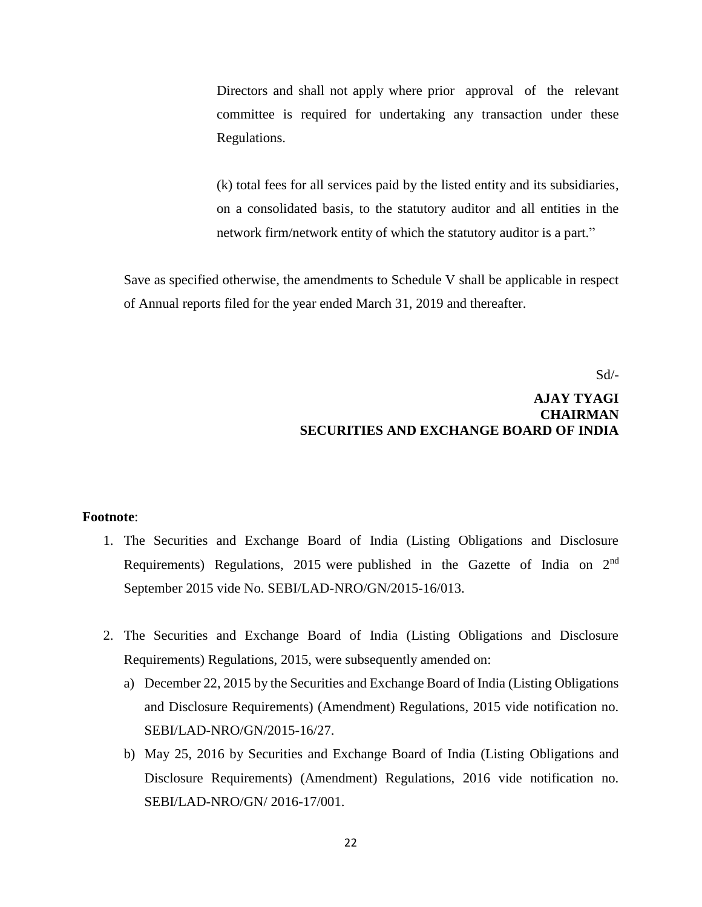Directors and shall not apply where prior approval of the relevant committee is required for undertaking any transaction under these Regulations.

(k) total fees for all services paid by the listed entity and its subsidiaries, on a consolidated basis, to the statutory auditor and all entities in the network firm/network entity of which the statutory auditor is a part."

Save as specified otherwise, the amendments to Schedule V shall be applicable in respect of Annual reports filed for the year ended March 31, 2019 and thereafter.

Sd/-

**AJAY TYAGI**
**CHAIRMAN**
**SECURITIES AND EXCHANGE BOARD OF INDIA**

**Footnote**:

1. The Securities and Exchange Board of India (Listing Obligations and Disclosure Requirements) Regulations, 2015 were published in the Gazette of India on 2nd September 2015 vide No. SEBI/LAD-NRO/GN/2015-16/013.

2. The Securities and Exchange Board of India (Listing Obligations and Disclosure Requirements) Regulations, 2015, were subsequently amended on:
   a) December 22, 2015 by the Securities and Exchange Board of India (Listing Obligations and Disclosure Requirements) (Amendment) Regulations, 2015 vide notification no. SEBI/LAD-NRO/GN/2015-16/27.
   b) May 25, 2016 by Securities and Exchange Board of India (Listing Obligations and Disclosure Requirements) (Amendment) Regulations, 2016 vide notification no. SEBI/LAD-NRO/GN/ 2016-17/001.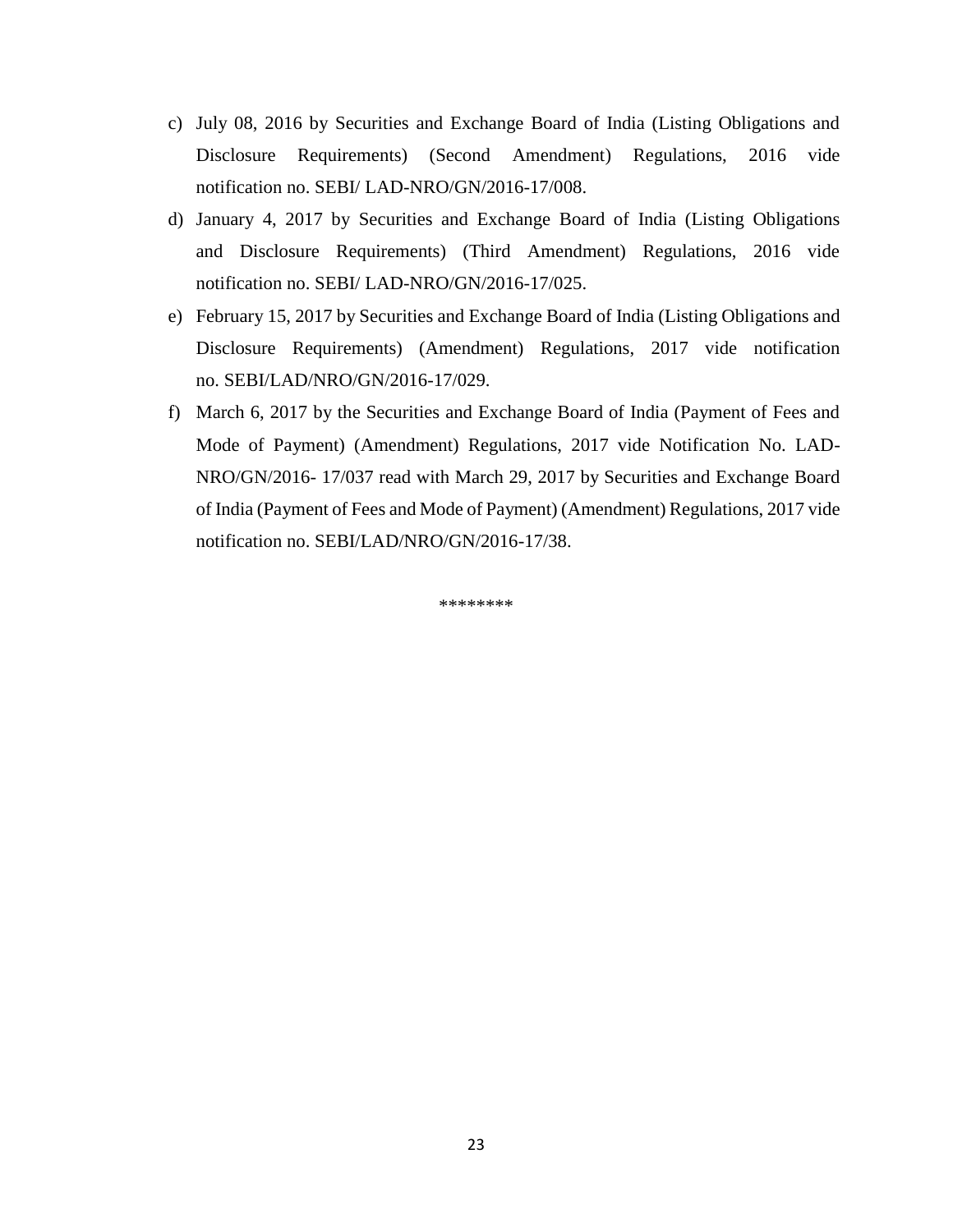c) July 08, 2016 by Securities and Exchange Board of India (Listing Obligations and Disclosure Requirements) (Second Amendment) Regulations, 2016 vide notification no. SEBI/ LAD-NRO/GN/2016-17/008.

d) January 4, 2017 by Securities and Exchange Board of India (Listing Obligations and Disclosure Requirements) (Third Amendment) Regulations, 2016 vide notification no. SEBI/ LAD-NRO/GN/2016-17/025.

e) February 15, 2017 by Securities and Exchange Board of India (Listing Obligations and Disclosure Requirements) (Amendment) Regulations, 2017 vide notification no. SEBI/LAD/NRO/GN/2016-17/029.

f) March 6, 2017 by the Securities and Exchange Board of India (Payment of Fees and Mode of Payment) (Amendment) Regulations, 2017 vide Notification No. LAD-NRO/GN/2016- 17/037 read with March 29, 2017 by Securities and Exchange Board of India (Payment of Fees and Mode of Payment) (Amendment) Regulations, 2017 vide notification no. SEBI/LAD/NRO/GN/2016-17/38.

********